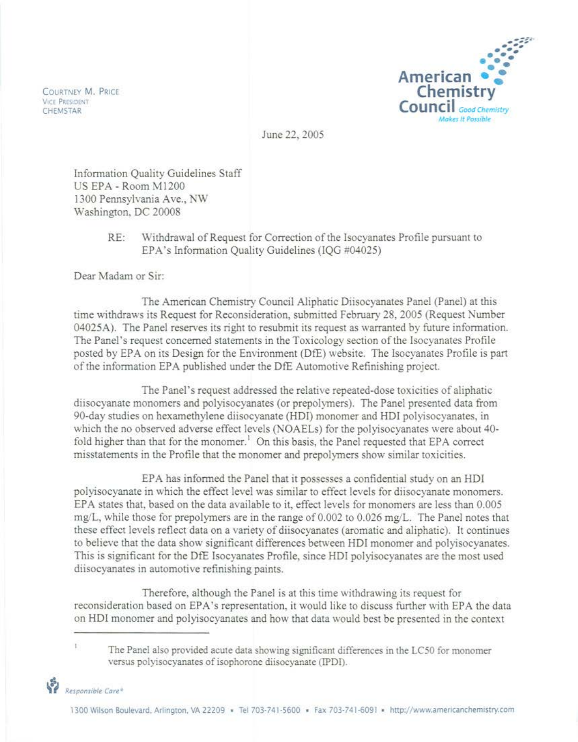COURTNEY M. PRICE
VICE PRESIDENT
CHEMSTAR

American Chemistry Council *Good Chemistry Makes It Possible*

June 22, 2005

Information Quality Guidelines Staff
US EPA - Room M1200
1300 Pennsylvania Ave., NW
Washington, DC 20008

RE: Withdrawal of Request for Correction of the Isocyanates Profile pursuant to EPA's Information Quality Guidelines (IQG #04025)

Dear Madam or Sir:

The American Chemistry Council Aliphatic Diisocyanates Panel (Panel) at this time withdraws its Request for Reconsideration, submitted February 28, 2005 (Request Number 04025A). The Panel reserves its right to resubmit its request as warranted by future information. The Panel's request concerned statements in the Toxicology section of the Isocyanates Profile posted by EPA on its Design for the Environment (DfE) website. The Isocyanates Profile is part of the information EPA published under the DfE Automotive Refinishing project.

The Panel's request addressed the relative repeated-dose toxicities of aliphatic diisocyanate monomers and polyisocyanates (or prepolymers). The Panel presented data from 90-day studies on hexamethylene diisocyanate (HDI) monomer and HDI polyisocyanates, in which the no observed adverse effect levels (NOAELs) for the polyisocyanates were about 40-fold higher than that for the monomer.[1] On this basis, the Panel requested that EPA correct misstatements in the Profile that the monomer and prepolymers show similar toxicities.

EPA has informed the Panel that it possesses a confidential study on an HDI polyisocyanate in which the effect level was similar to effect levels for diisocyanate monomers. EPA states that, based on the data available to it, effect levels for monomers are less than 0.005 mg/L, while those for prepolymers are in the range of 0.002 to 0.026 mg/L. The Panel notes that these effect levels reflect data on a variety of diisocyanates (aromatic and aliphatic). It continues to believe that the data show significant differences between HDI monomer and polyisocyanates. This is significant for the DfE Isocyanates Profile, since HDI polyisocyanates are the most used diisocyanates in automotive refinishing paints.

Therefore, although the Panel is at this time withdrawing its request for reconsideration based on EPA's representation, it would like to discuss further with EPA the data on HDI monomer and polyisocyanates and how that data would best be presented in the context

[1] The Panel also provided acute data showing significant differences in the LC50 for monomer versus polyisocyanates of isophorone diisocyanate (IPDI).

*Responsible Care®*

1300 Wilson Boulevard, Arlington, VA 22209 • Tel 703-741-5600 • Fax 703-741-6091 • http://www.americanchemistry.com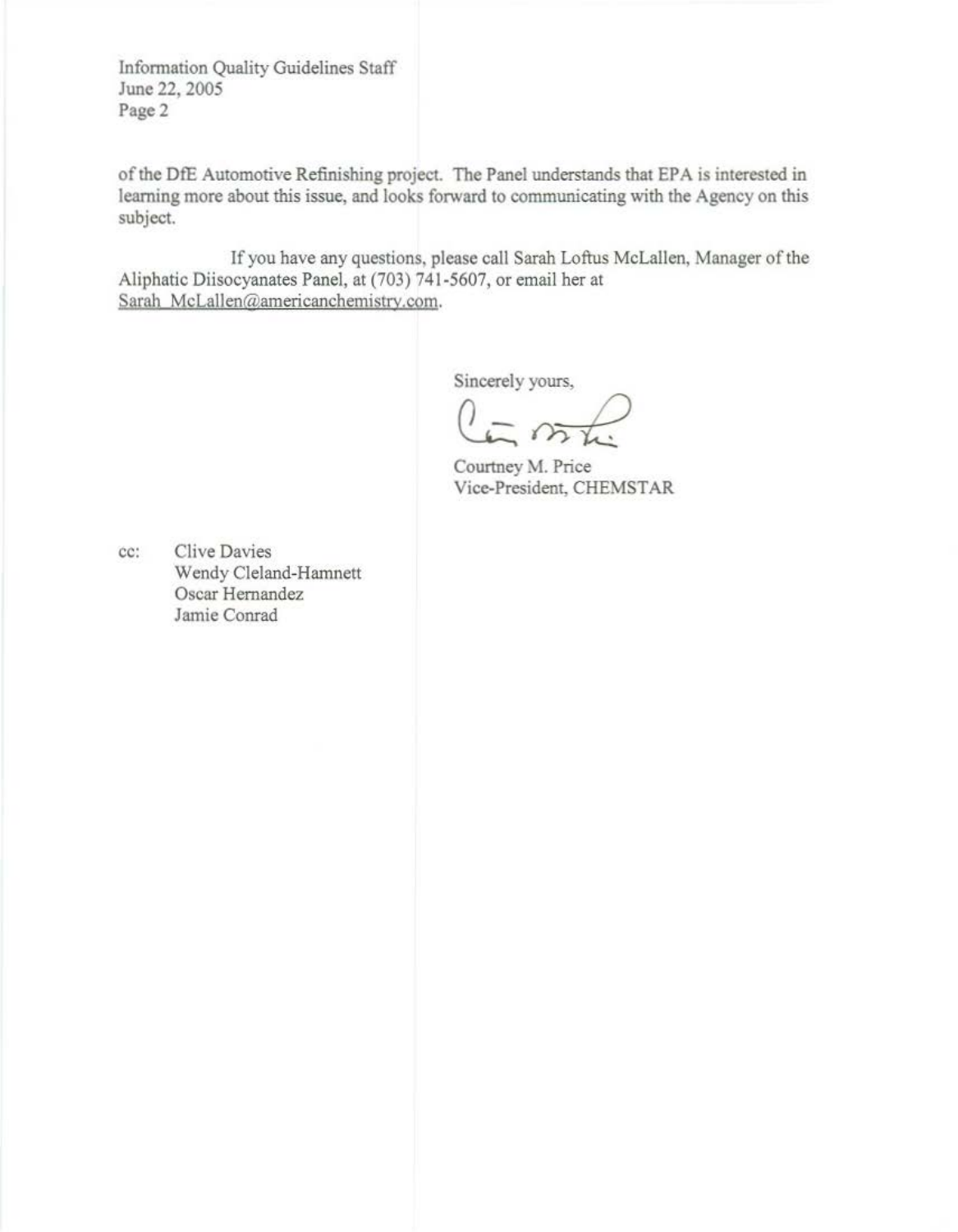of the DfE Automotive Refinishing project. The Panel understands that EPA is interested in learning more about this issue, and looks forward to communicating with the Agency on this subject.

If you have any questions, please call Sarah Loftus McLallen, Manager of the Aliphatic Diisocyanates Panel, at (703) 741-5607, or email her at Sarah_McLallen@americanchemistry.com.

Sincerely yours,

Courtney M. Price
Vice-President, CHEMSTAR

cc: Clive Davies
Wendy Cleland-Hamnett
Oscar Hernandez
Jamie Conrad